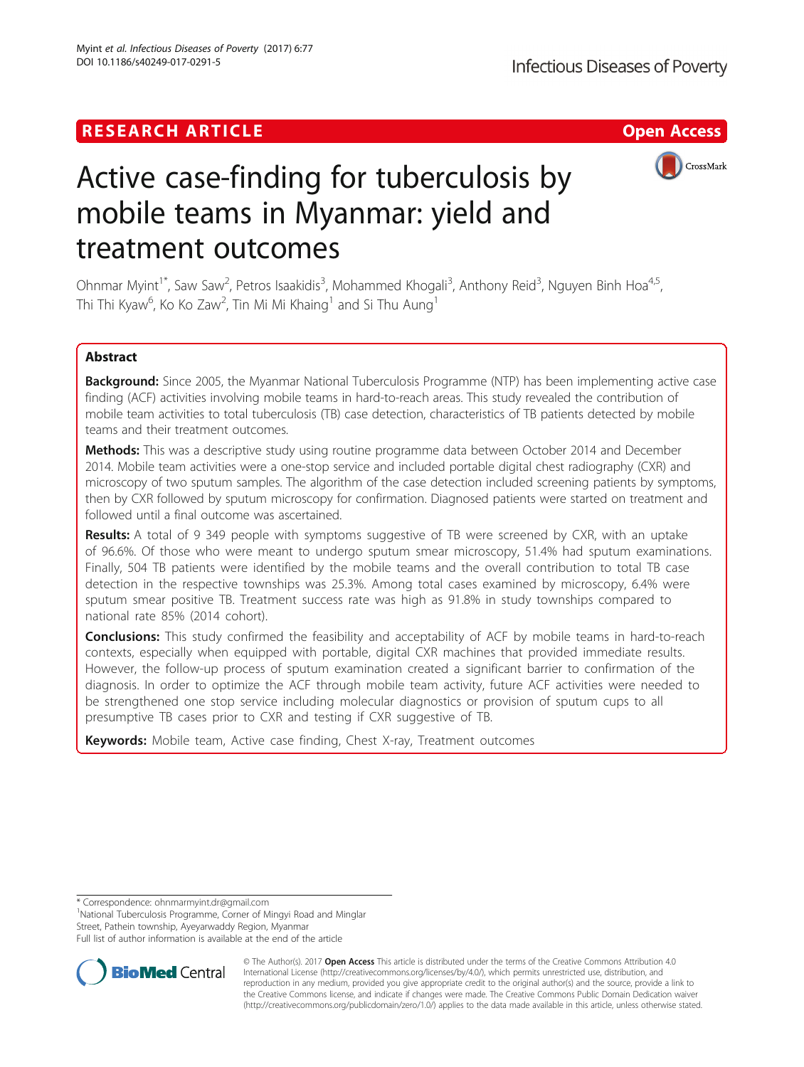RESEARCH ARTICLE

Open Access

# Active case-finding for tuberculosis by mobile teams in Myanmar: yield and treatment outcomes

Ohnmar Myint[1*], Saw Saw[2], Petros Isaakidis[3], Mohammed Khogali[3], Anthony Reid[3], Nguyen Binh Hoa[4,5], Thi Thi Kyaw[6], Ko Ko Zaw[2], Tin Mi Mi Khaing[1] and Si Thu Aung[1]

## Abstract

**Background:** Since 2005, the Myanmar National Tuberculosis Programme (NTP) has been implementing active case finding (ACF) activities involving mobile teams in hard-to-reach areas. This study revealed the contribution of mobile team activities to total tuberculosis (TB) case detection, characteristics of TB patients detected by mobile teams and their treatment outcomes.

**Methods:** This was a descriptive study using routine programme data between October 2014 and December 2014. Mobile team activities were a one-stop service and included portable digital chest radiography (CXR) and microscopy of two sputum samples. The algorithm of the case detection included screening patients by symptoms, then by CXR followed by sputum microscopy for confirmation. Diagnosed patients were started on treatment and followed until a final outcome was ascertained.

**Results:** A total of 9 349 people with symptoms suggestive of TB were screened by CXR, with an uptake of 96.6%. Of those who were meant to undergo sputum smear microscopy, 51.4% had sputum examinations. Finally, 504 TB patients were identified by the mobile teams and the overall contribution to total TB case detection in the respective townships was 25.3%. Among total cases examined by microscopy, 6.4% were sputum smear positive TB. Treatment success rate was high as 91.8% in study townships compared to national rate 85% (2014 cohort).

**Conclusions:** This study confirmed the feasibility and acceptability of ACF by mobile teams in hard-to-reach contexts, especially when equipped with portable, digital CXR machines that provided immediate results. However, the follow-up process of sputum examination created a significant barrier to confirmation of the diagnosis. In order to optimize the ACF through mobile team activity, future ACF activities were needed to be strengthened one stop service including molecular diagnostics or provision of sputum cups to all presumptive TB cases prior to CXR and testing if CXR suggestive of TB.

**Keywords:** Mobile team, Active case finding, Chest X-ray, Treatment outcomes

\* Correspondence: ohnmarmyint.dr@gmail.com
[1]National Tuberculosis Programme, Corner of Mingyi Road and Minglar Street, Pathein township, Ayeyarwaddy Region, Myanmar
Full list of author information is available at the end of the article

© The Author(s). 2017 **Open Access** This article is distributed under the terms of the Creative Commons Attribution 4.0 International License (http://creativecommons.org/licenses/by/4.0/), which permits unrestricted use, distribution, and reproduction in any medium, provided you give appropriate credit to the original author(s) and the source, provide a link to the Creative Commons license, and indicate if changes were made. The Creative Commons Public Domain Dedication waiver (http://creativecommons.org/publicdomain/zero/1.0/) applies to the data made available in this article, unless otherwise stated.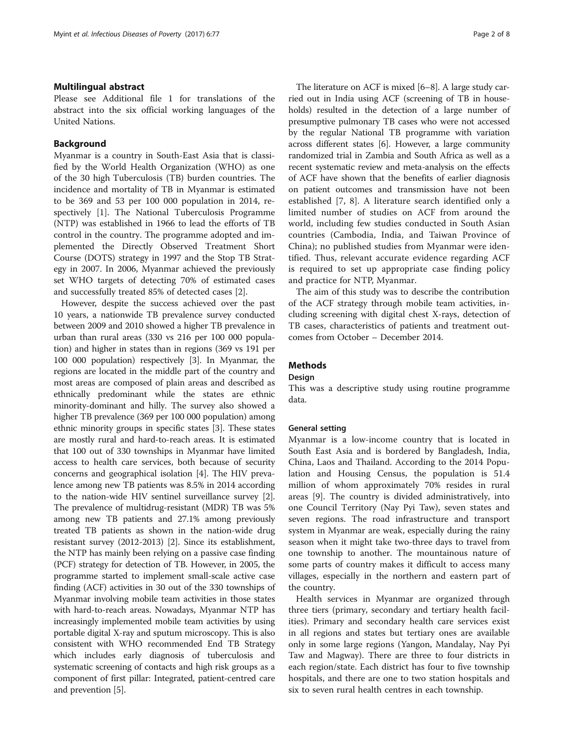## Multilingual abstract

Please see Additional file 1 for translations of the abstract into the six official working languages of the United Nations.

## Background

Myanmar is a country in South-East Asia that is classified by the World Health Organization (WHO) as one of the 30 high Tuberculosis (TB) burden countries. The incidence and mortality of TB in Myanmar is estimated to be 369 and 53 per 100 000 population in 2014, respectively [1]. The National Tuberculosis Programme (NTP) was established in 1966 to lead the efforts of TB control in the country. The programme adopted and implemented the Directly Observed Treatment Short Course (DOTS) strategy in 1997 and the Stop TB Strategy in 2007. In 2006, Myanmar achieved the previously set WHO targets of detecting 70% of estimated cases and successfully treated 85% of detected cases [2].

However, despite the success achieved over the past 10 years, a nationwide TB prevalence survey conducted between 2009 and 2010 showed a higher TB prevalence in urban than rural areas (330 vs 216 per 100 000 population) and higher in states than in regions (369 vs 191 per 100 000 population) respectively [3]. In Myanmar, the regions are located in the middle part of the country and most areas are composed of plain areas and described as ethnically predominant while the states are ethnic minority-dominant and hilly. The survey also showed a higher TB prevalence (369 per 100 000 population) among ethnic minority groups in specific states [3]. These states are mostly rural and hard-to-reach areas. It is estimated that 100 out of 330 townships in Myanmar have limited access to health care services, both because of security concerns and geographical isolation [4]. The HIV prevalence among new TB patients was 8.5% in 2014 according to the nation-wide HIV sentinel surveillance survey [2]. The prevalence of multidrug-resistant (MDR) TB was 5% among new TB patients and 27.1% among previously treated TB patients as shown in the nation-wide drug resistant survey (2012-2013) [2]. Since its establishment, the NTP has mainly been relying on a passive case finding (PCF) strategy for detection of TB. However, in 2005, the programme started to implement small-scale active case finding (ACF) activities in 30 out of the 330 townships of Myanmar involving mobile team activities in those states with hard-to-reach areas. Nowadays, Myanmar NTP has increasingly implemented mobile team activities by using portable digital X-ray and sputum microscopy. This is also consistent with WHO recommended End TB Strategy which includes early diagnosis of tuberculosis and systematic screening of contacts and high risk groups as a component of first pillar: Integrated, patient-centred care and prevention [5].

The literature on ACF is mixed [6–8]. A large study carried out in India using ACF (screening of TB in households) resulted in the detection of a large number of presumptive pulmonary TB cases who were not accessed by the regular National TB programme with variation across different states [6]. However, a large community randomized trial in Zambia and South Africa as well as a recent systematic review and meta-analysis on the effects of ACF have shown that the benefits of earlier diagnosis on patient outcomes and transmission have not been established [7, 8]. A literature search identified only a limited number of studies on ACF from around the world, including few studies conducted in South Asian countries (Cambodia, India, and Taiwan Province of China); no published studies from Myanmar were identified. Thus, relevant accurate evidence regarding ACF is required to set up appropriate case finding policy and practice for NTP, Myanmar.

The aim of this study was to describe the contribution of the ACF strategy through mobile team activities, including screening with digital chest X-rays, detection of TB cases, characteristics of patients and treatment outcomes from October – December 2014.

## Methods

### Design

This was a descriptive study using routine programme data.

### General setting

Myanmar is a low-income country that is located in South East Asia and is bordered by Bangladesh, India, China, Laos and Thailand. According to the 2014 Population and Housing Census, the population is 51.4 million of whom approximately 70% resides in rural areas [9]. The country is divided administratively, into one Council Territory (Nay Pyi Taw), seven states and seven regions. The road infrastructure and transport system in Myanmar are weak, especially during the rainy season when it might take two-three days to travel from one township to another. The mountainous nature of some parts of country makes it difficult to access many villages, especially in the northern and eastern part of the country.

Health services in Myanmar are organized through three tiers (primary, secondary and tertiary health facilities). Primary and secondary health care services exist in all regions and states but tertiary ones are available only in some large regions (Yangon, Mandalay, Nay Pyi Taw and Magway). There are three to four districts in each region/state. Each district has four to five township hospitals, and there are one to two station hospitals and six to seven rural health centres in each township.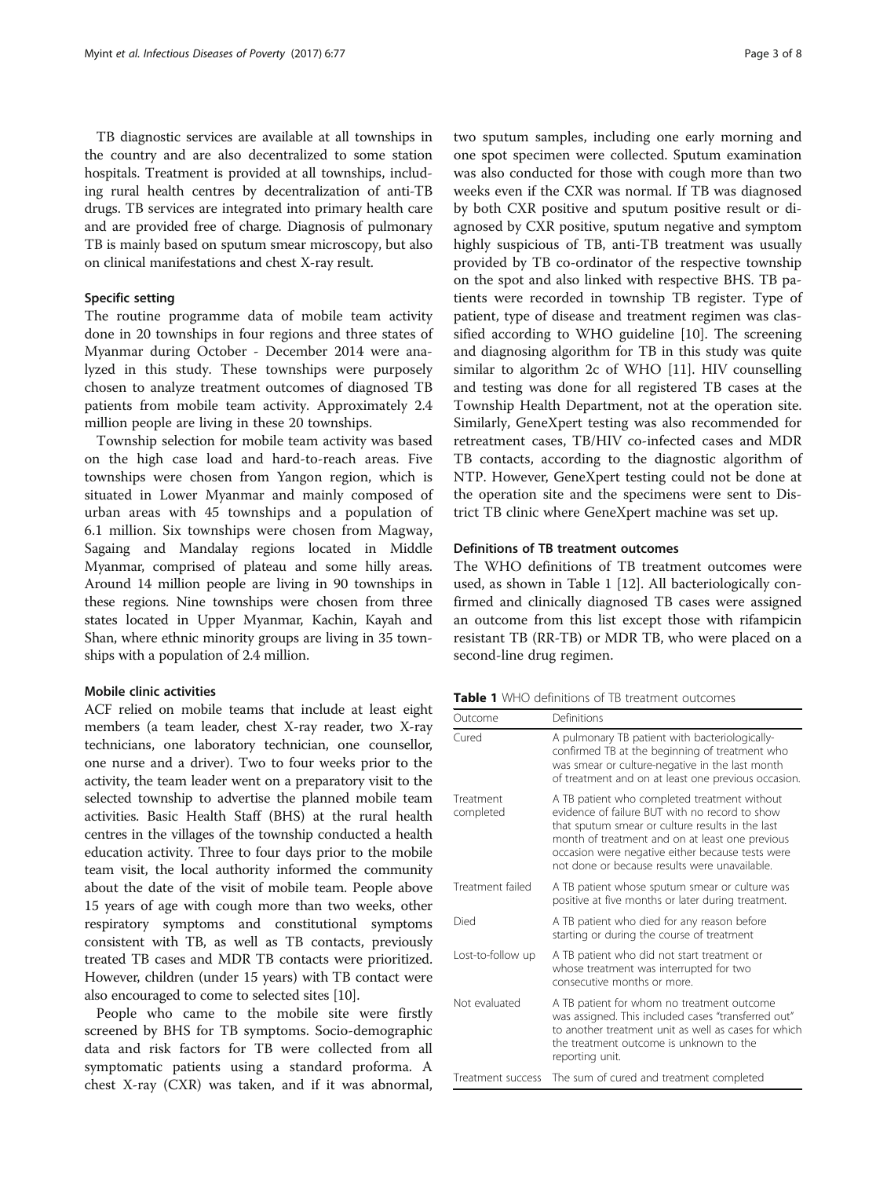TB diagnostic services are available at all townships in the country and are also decentralized to some station hospitals. Treatment is provided at all townships, including rural health centres by decentralization of anti-TB drugs. TB services are integrated into primary health care and are provided free of charge. Diagnosis of pulmonary TB is mainly based on sputum smear microscopy, but also on clinical manifestations and chest X-ray result.

### Specific setting

The routine programme data of mobile team activity done in 20 townships in four regions and three states of Myanmar during October - December 2014 were analyzed in this study. These townships were purposely chosen to analyze treatment outcomes of diagnosed TB patients from mobile team activity. Approximately 2.4 million people are living in these 20 townships.

Township selection for mobile team activity was based on the high case load and hard-to-reach areas. Five townships were chosen from Yangon region, which is situated in Lower Myanmar and mainly composed of urban areas with 45 townships and a population of 6.1 million. Six townships were chosen from Magway, Sagaing and Mandalay regions located in Middle Myanmar, comprised of plateau and some hilly areas. Around 14 million people are living in 90 townships in these regions. Nine townships were chosen from three states located in Upper Myanmar, Kachin, Kayah and Shan, where ethnic minority groups are living in 35 townships with a population of 2.4 million.

### Mobile clinic activities

ACF relied on mobile teams that include at least eight members (a team leader, chest X-ray reader, two X-ray technicians, one laboratory technician, one counsellor, one nurse and a driver). Two to four weeks prior to the activity, the team leader went on a preparatory visit to the selected township to advertise the planned mobile team activities. Basic Health Staff (BHS) at the rural health centres in the villages of the township conducted a health education activity. Three to four days prior to the mobile team visit, the local authority informed the community about the date of the visit of mobile team. People above 15 years of age with cough more than two weeks, other respiratory symptoms and constitutional symptoms consistent with TB, as well as TB contacts, previously treated TB cases and MDR TB contacts were prioritized. However, children (under 15 years) with TB contact were also encouraged to come to selected sites [10].

People who came to the mobile site were firstly screened by BHS for TB symptoms. Socio-demographic data and risk factors for TB were collected from all symptomatic patients using a standard proforma. A chest X-ray (CXR) was taken, and if it was abnormal, two sputum samples, including one early morning and one spot specimen were collected. Sputum examination was also conducted for those with cough more than two weeks even if the CXR was normal. If TB was diagnosed by both CXR positive and sputum positive result or diagnosed by CXR positive, sputum negative and symptom highly suspicious of TB, anti-TB treatment was usually provided by TB co-ordinator of the respective township on the spot and also linked with respective BHS. TB patients were recorded in township TB register. Type of patient, type of disease and treatment regimen was classified according to WHO guideline [10]. The screening and diagnosing algorithm for TB in this study was quite similar to algorithm 2c of WHO [11]. HIV counselling and testing was done for all registered TB cases at the Township Health Department, not at the operation site. Similarly, GeneXpert testing was also recommended for retreatment cases, TB/HIV co-infected cases and MDR TB contacts, according to the diagnostic algorithm of NTP. However, GeneXpert testing could not be done at the operation site and the specimens were sent to District TB clinic where GeneXpert machine was set up.

### Definitions of TB treatment outcomes

The WHO definitions of TB treatment outcomes were used, as shown in Table 1 [12]. All bacteriologically confirmed and clinically diagnosed TB cases were assigned an outcome from this list except those with rifampicin resistant TB (RR-TB) or MDR TB, who were placed on a second-line drug regimen.

**Table 1** WHO definitions of TB treatment outcomes

| Outcome | Definitions |
|---|---|
| Cured | A pulmonary TB patient with bacteriologically-confirmed TB at the beginning of treatment who was smear or culture-negative in the last month of treatment and on at least one previous occasion. |
| Treatment completed | A TB patient who completed treatment without evidence of failure BUT with no record to show that sputum smear or culture results in the last month of treatment and on at least one previous occasion were negative either because tests were not done or because results were unavailable. |
| Treatment failed | A TB patient whose sputum smear or culture was positive at five months or later during treatment. |
| Died | A TB patient who died for any reason before starting or during the course of treatment |
| Lost-to-follow up | A TB patient who did not start treatment or whose treatment was interrupted for two consecutive months or more. |
| Not evaluated | A TB patient for whom no treatment outcome was assigned. This included cases "transferred out" to another treatment unit as well as cases for which the treatment outcome is unknown to the reporting unit. |
| Treatment success | The sum of cured and treatment completed |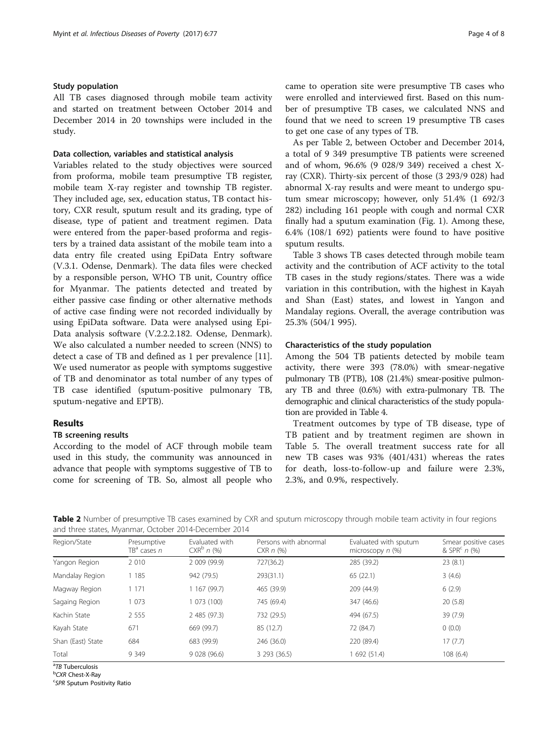### Study population

All TB cases diagnosed through mobile team activity and started on treatment between October 2014 and December 2014 in 20 townships were included in the study.

### Data collection, variables and statistical analysis

Variables related to the study objectives were sourced from proforma, mobile team presumptive TB register, mobile team X-ray register and township TB register. They included age, sex, education status, TB contact history, CXR result, sputum result and its grading, type of disease, type of patient and treatment regimen. Data were entered from the paper-based proforma and registers by a trained data assistant of the mobile team into a data entry file created using EpiData Entry software (V.3.1. Odense, Denmark). The data files were checked by a responsible person, WHO TB unit, Country office for Myanmar. The patients detected and treated by either passive case finding or other alternative methods of active case finding were not recorded individually by using EpiData software. Data were analysed using EpiData analysis software (V.2.2.2.182. Odense, Denmark). We also calculated a number needed to screen (NNS) to detect a case of TB and defined as 1 per prevalence [11]. We used numerator as people with symptoms suggestive of TB and denominator as total number of any types of TB case identified (sputum-positive pulmonary TB, sputum-negative and EPTB).

## Results

### TB screening results

According to the model of ACF through mobile team used in this study, the community was announced in advance that people with symptoms suggestive of TB to come for screening of TB. So, almost all people who came to operation site were presumptive TB cases who were enrolled and interviewed first. Based on this number of presumptive TB cases, we calculated NNS and found that we need to screen 19 presumptive TB cases to get one case of any types of TB.

As per Table 2, between October and December 2014, a total of 9 349 presumptive TB patients were screened and of whom, 96.6% (9 028/9 349) received a chest X-ray (CXR). Thirty-six percent of those (3 293/9 028) had abnormal X-ray results and were meant to undergo sputum smear microscopy; however, only 51.4% (1 692/3 282) including 161 people with cough and normal CXR finally had a sputum examination (Fig. 1). Among these, 6.4% (108/1 692) patients were found to have positive sputum results.

Table 3 shows TB cases detected through mobile team activity and the contribution of ACF activity to the total TB cases in the study regions/states. There was a wide variation in this contribution, with the highest in Kayah and Shan (East) states, and lowest in Yangon and Mandalay regions. Overall, the average contribution was 25.3% (504/1 995).

### Characteristics of the study population

Among the 504 TB patients detected by mobile team activity, there were 393 (78.0%) with smear-negative pulmonary TB (PTB), 108 (21.4%) smear-positive pulmonary TB and three (0.6%) with extra-pulmonary TB. The demographic and clinical characteristics of the study population are provided in Table 4.

Treatment outcomes by type of TB disease, type of TB patient and by treatment regimen are shown in Table 5. The overall treatment success rate for all new TB cases was 93% (401/431) whereas the rates for death, loss-to-follow-up and failure were 2.3%, 2.3%, and 0.9%, respectively.

**Table 2** Number of presumptive TB cases examined by CXR and sputum microscopy through mobile team activity in four regions and three states, Myanmar, October 2014-December 2014

| Region/State | Presumptive TB[a] cases *n* | Evaluated with CXR[b] *n* (%) | Persons with abnormal CXR *n* (%) | Evaluated with sputum microscopy *n* (%) | Smear positive cases & SPR[c] *n* (%) |
|---|---|---|---|---|---|
| Yangon Region | 2 010 | 2 009 (99.9) | 727(36.2) | 285 (39.2) | 23 (8.1) |
| Mandalay Region | 1 185 | 942 (79.5) | 293(31.1) | 65 (22.1) | 3 (4.6) |
| Magway Region | 1 171 | 1 167 (99.7) | 465 (39.9) | 209 (44.9) | 6 (2.9) |
| Sagaing Region | 1 073 | 1 073 (100) | 745 (69.4) | 347 (46.6) | 20 (5.8) |
| Kachin State | 2 555 | 2 485 (97.3) | 732 (29.5) | 494 (67.5) | 39 (7.9) |
| Kayah State | 671 | 669 (99.7) | 85 (12.7) | 72 (84.7) | 0 (0.0) |
| Shan (East) State | 684 | 683 (99.9) | 246 (36.0) | 220 (89.4) | 17 (7.7) |
| Total | 9 349 | 9 028 (96.6) | 3 293 (36.5) | 1 692 (51.4) | 108 (6.4) |

[a] *TB* Tuberculosis
[b] *CXR* Chest-X-Ray
[c] *SPR* Sputum Positivity Ratio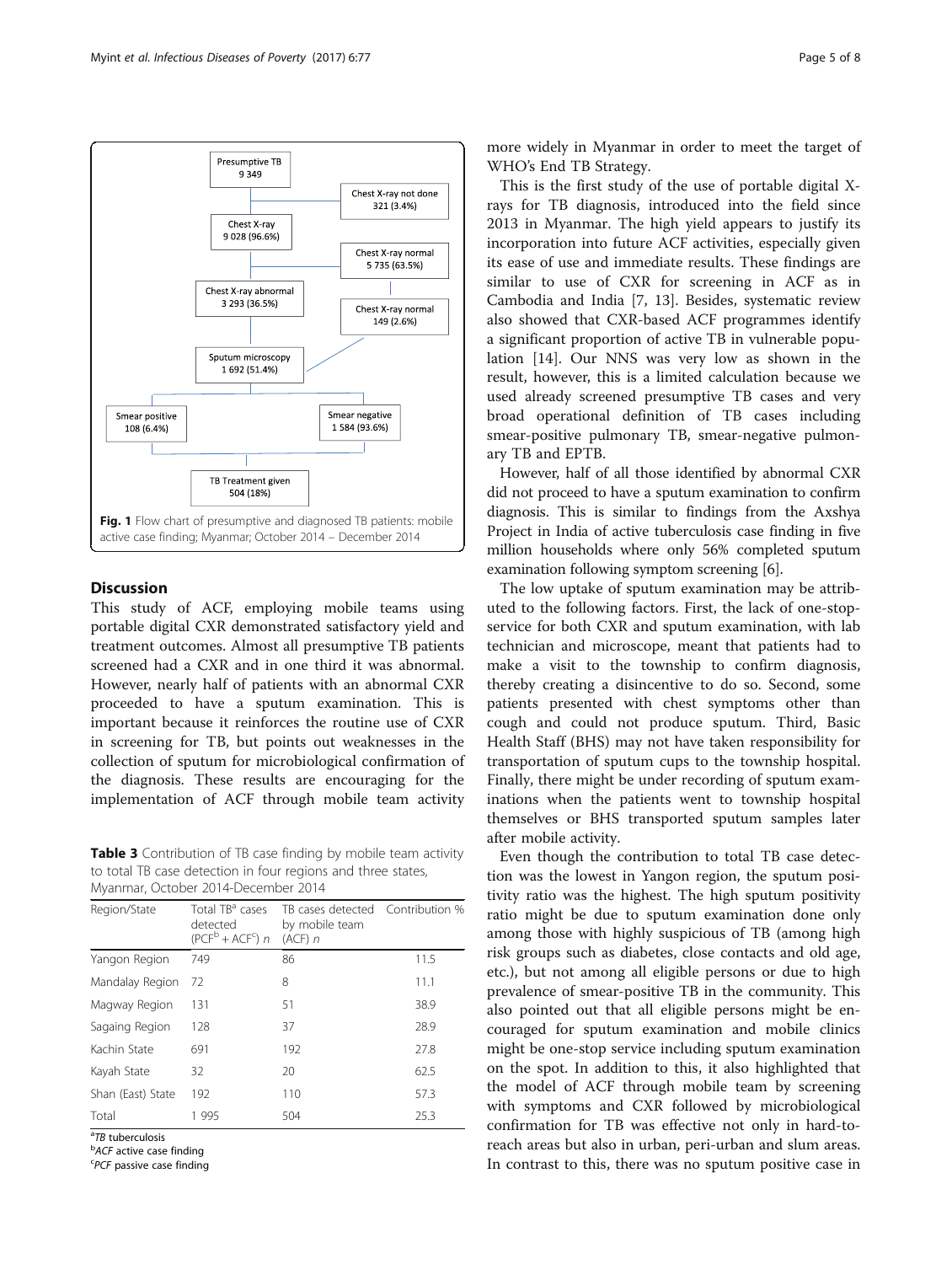Presumptive TB
9 349

Chest X-ray not done
321 (3.4%)

Chest X-ray
9 028 (96.6%)

Chest X-ray normal
5 735 (63.5%)

Chest X-ray abnormal
3 293 (36.5%)

Chest X-ray normal
149 (2.6%)

Sputum microscopy
1 692 (51.4%)

Smear positive
108 (6.4%)

Smear negative
1 584 (93.6%)

TB Treatment given
504 (18%)

**Fig. 1** Flow chart of presumptive and diagnosed TB patients: mobile active case finding; Myanmar; October 2014 – December 2014

## Discussion

This study of ACF, employing mobile teams using portable digital CXR demonstrated satisfactory yield and treatment outcomes. Almost all presumptive TB patients screened had a CXR and in one third it was abnormal. However, nearly half of patients with an abnormal CXR proceeded to have a sputum examination. This is important because it reinforces the routine use of CXR in screening for TB, but points out weaknesses in the collection of sputum for microbiological confirmation of the diagnosis. These results are encouraging for the implementation of ACF through mobile team activity more widely in Myanmar in order to meet the target of WHO's End TB Strategy.

This is the first study of the use of portable digital X-rays for TB diagnosis, introduced into the field since 2013 in Myanmar. The high yield appears to justify its incorporation into future ACF activities, especially given its ease of use and immediate results. These findings are similar to use of CXR for screening in ACF as in Cambodia and India [7, 13]. Besides, systematic review also showed that CXR-based ACF programmes identify a significant proportion of active TB in vulnerable population [14]. Our NNS was very low as shown in the result, however, this is a limited calculation because we used already screened presumptive TB cases and very broad operational definition of TB cases including smear-positive pulmonary TB, smear-negative pulmonary TB and EPTB.

However, half of all those identified by abnormal CXR did not proceed to have a sputum examination to confirm diagnosis. This is similar to findings from the Axshya Project in India of active tuberculosis case finding in five million households where only 56% completed sputum examination following symptom screening [6].

The low uptake of sputum examination may be attributed to the following factors. First, the lack of one-stop-service for both CXR and sputum examination, with lab technician and microscope, meant that patients had to make a visit to the township to confirm diagnosis, thereby creating a disincentive to do so. Second, some patients presented with chest symptoms other than cough and could not produce sputum. Third, Basic Health Staff (BHS) may not have taken responsibility for transportation of sputum cups to the township hospital. Finally, there might be under recording of sputum examinations when the patients went to township hospital themselves or BHS transported sputum samples later after mobile activity.

Even though the contribution to total TB case detection was the lowest in Yangon region, the sputum positivity ratio was the highest. The high sputum positivity ratio might be due to sputum examination done only among those with highly suspicious of TB (among high risk groups such as diabetes, close contacts and old age, etc.), but not among all eligible persons or due to high prevalence of smear-positive TB in the community. This also pointed out that all eligible persons might be encouraged for sputum examination and mobile clinics might be one-stop service including sputum examination on the spot. In addition to this, it also highlighted that the model of ACF through mobile team by screening with symptoms and CXR followed by microbiological confirmation for TB was effective not only in hard-to-reach areas but also in urban, peri-urban and slum areas. In contrast to this, there was no sputum positive case in

**Table 3** Contribution of TB case finding by mobile team activity to total TB case detection in four regions and three states, Myanmar, October 2014-December 2014

| Region/State | Total TB[a] cases detected (PCF[b] + ACF[c]) n | TB cases detected by mobile team (ACF) n | Contribution % |
|---|---|---|---|
| Yangon Region | 749 | 86 | 11.5 |
| Mandalay Region | 72 | 8 | 11.1 |
| Magway Region | 131 | 51 | 38.9 |
| Sagaing Region | 128 | 37 | 28.9 |
| Kachin State | 691 | 192 | 27.8 |
| Kayah State | 32 | 20 | 62.5 |
| Shan (East) State | 192 | 110 | 57.3 |
| Total | 1 995 | 504 | 25.3 |

[a]*TB* tuberculosis
[b]*ACF* active case finding
[c]*PCF* passive case finding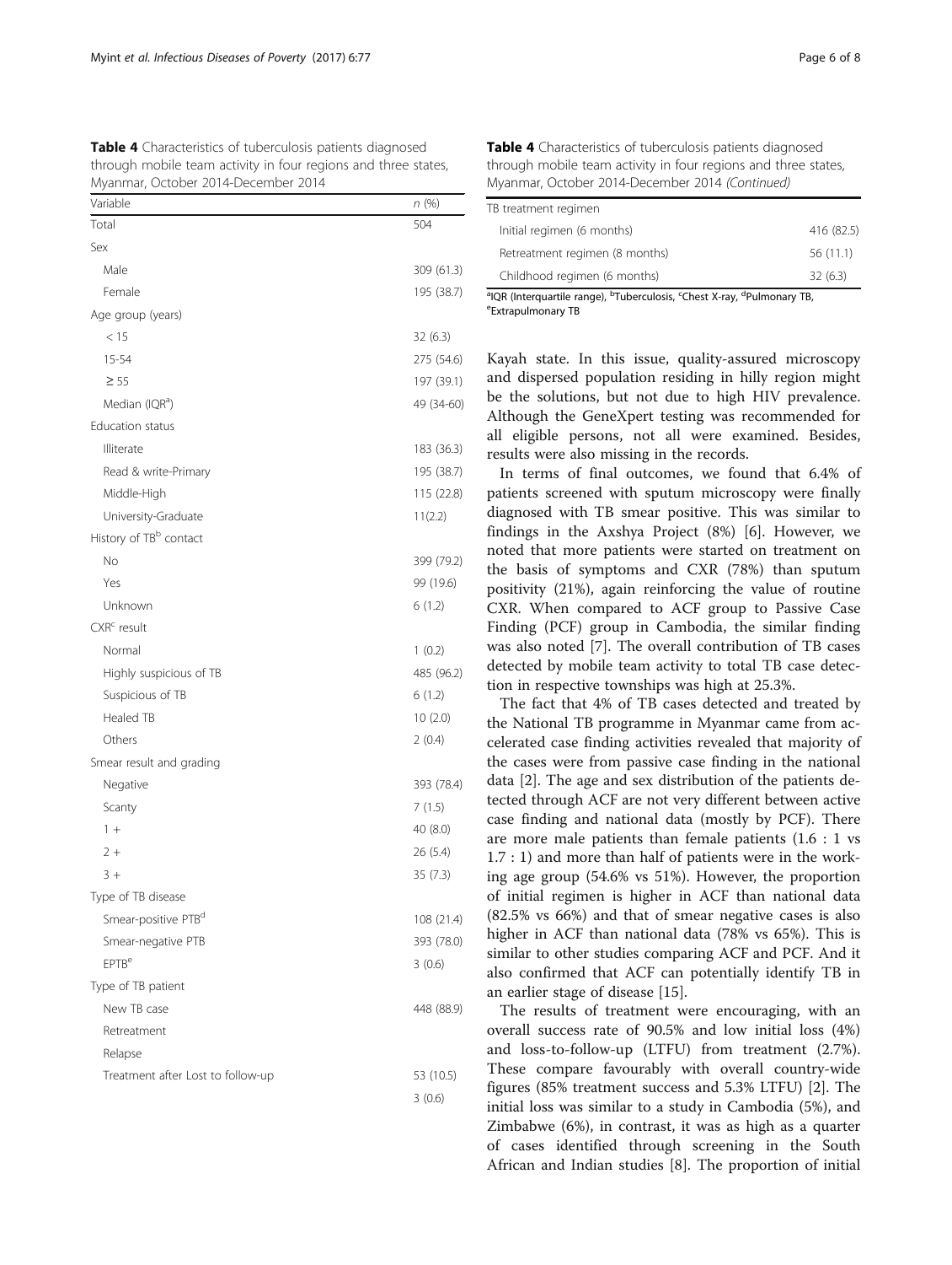**Table 4** Characteristics of tuberculosis patients diagnosed through mobile team activity in four regions and three states, Myanmar, October 2014-December 2014

| Variable | n (%) |
|---|---|
| Total | 504 |
| Sex | |
| Male | 309 (61.3) |
| Female | 195 (38.7) |
| Age group (years) | |
| < 15 | 32 (6.3) |
| 15-54 | 275 (54.6) |
| ≥ 55 | 197 (39.1) |
| Median (IQR[a]) | 49 (34-60) |
| Education status | |
| Illiterate | 183 (36.3) |
| Read & write-Primary | 195 (38.7) |
| Middle-High | 115 (22.8) |
| University-Graduate | 11(2.2) |
| History of TB[b] contact | |
| No | 399 (79.2) |
| Yes | 99 (19.6) |
| Unknown | 6 (1.2) |
| CXR[c] result | |
| Normal | 1 (0.2) |
| Highly suspicious of TB | 485 (96.2) |
| Suspicious of TB | 6 (1.2) |
| Healed TB | 10 (2.0) |
| Others | 2 (0.4) |
| Smear result and grading | |
| Negative | 393 (78.4) |
| Scanty | 7 (1.5) |
| 1 + | 40 (8.0) |
| 2 + | 26 (5.4) |
| 3 + | 35 (7.3) |
| Type of TB disease | |
| Smear-positive PTB[d] | 108 (21.4) |
| Smear-negative PTB | 393 (78.0) |
| EPTB[e] | 3 (0.6) |
| Type of TB patient | |
| New TB case | 448 (88.9) |
| Retreatment | |
| Relapse | |
| Treatment after Lost to follow-up | 53 (10.5) |
| | 3 (0.6) |
| TB treatment regimen | |
| Initial regimen (6 months) | 416 (82.5) |
| Retreatment regimen (8 months) | 56 (11.1) |
| Childhood regimen (6 months) | 32 (6.3) |

[a]IQR (Interquartile range), [b]Tuberculosis, [c]Chest X-ray, [d]Pulmonary TB, [e]Extrapulmonary TB

Kayah state. In this issue, quality-assured microscopy and dispersed population residing in hilly region might be the solutions, but not due to high HIV prevalence. Although the GeneXpert testing was recommended for all eligible persons, not all were examined. Besides, results were also missing in the records.

In terms of final outcomes, we found that 6.4% of patients screened with sputum microscopy were finally diagnosed with TB smear positive. This was similar to findings in the Axshya Project (8%) [6]. However, we noted that more patients were started on treatment on the basis of symptoms and CXR (78%) than sputum positivity (21%), again reinforcing the value of routine CXR. When compared to ACF group to Passive Case Finding (PCF) group in Cambodia, the similar finding was also noted [7]. The overall contribution of TB cases detected by mobile team activity to total TB case detection in respective townships was high at 25.3%.

The fact that 4% of TB cases detected and treated by the National TB programme in Myanmar came from accelerated case finding activities revealed that majority of the cases were from passive case finding in the national data [2]. The age and sex distribution of the patients detected through ACF are not very different between active case finding and national data (mostly by PCF). There are more male patients than female patients (1.6 : 1 vs 1.7 : 1) and more than half of patients were in the working age group (54.6% vs 51%). However, the proportion of initial regimen is higher in ACF than national data (82.5% vs 66%) and that of smear negative cases is also higher in ACF than national data (78% vs 65%). This is similar to other studies comparing ACF and PCF. And it also confirmed that ACF can potentially identify TB in an earlier stage of disease [15].

The results of treatment were encouraging, with an overall success rate of 90.5% and low initial loss (4%) and loss-to-follow-up (LTFU) from treatment (2.7%). These compare favourably with overall country-wide figures (85% treatment success and 5.3% LTFU) [2]. The initial loss was similar to a study in Cambodia (5%), and Zimbabwe (6%), in contrast, it was as high as a quarter of cases identified through screening in the South African and Indian studies [8]. The proportion of initial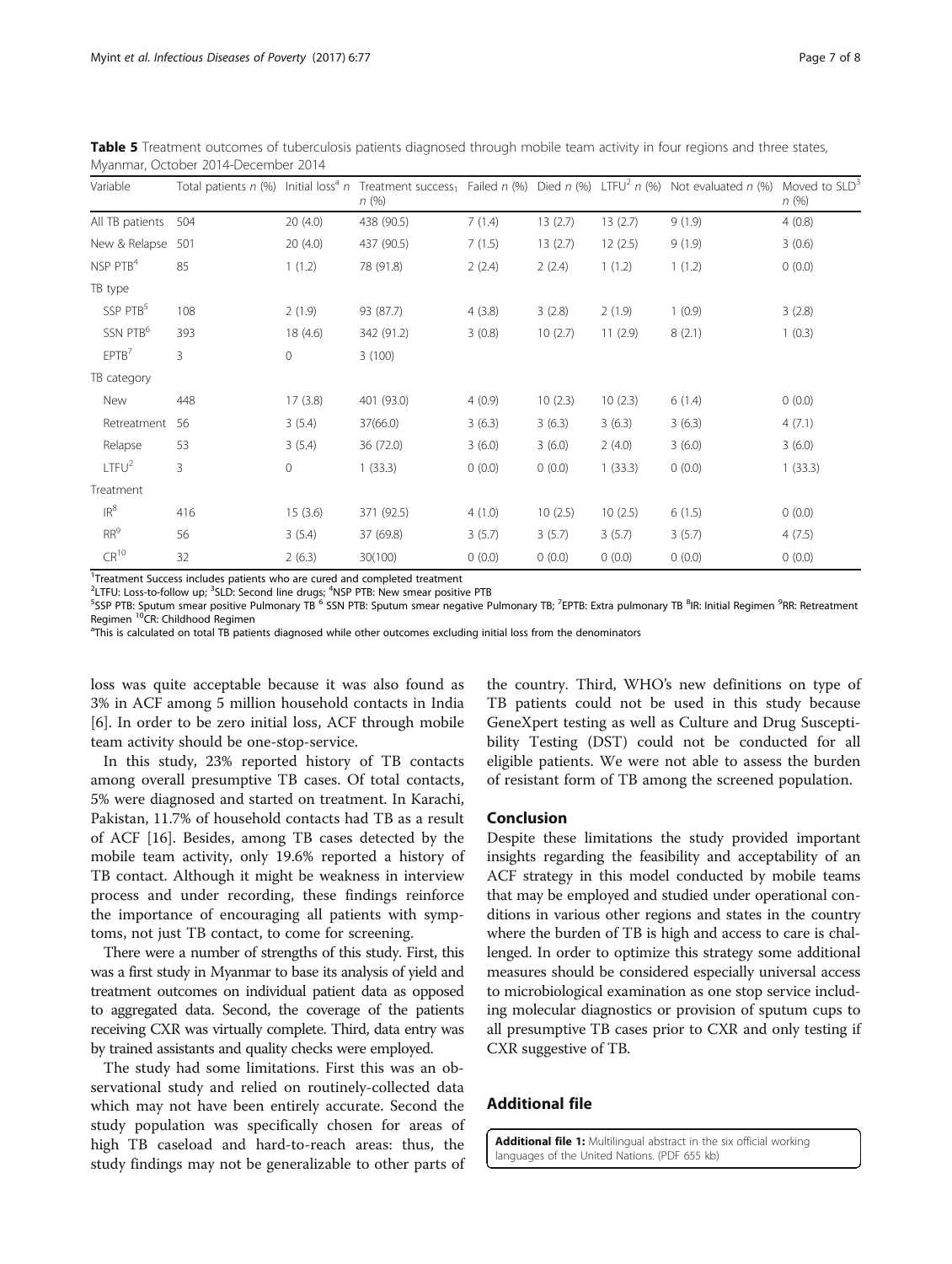**Table 5** Treatment outcomes of tuberculosis patients diagnosed through mobile team activity in four regions and three states, Myanmar, October 2014-December 2014

| Variable | Total patients *n* (%) | Initial loss[a] *n* | Treatment success[1] *n* (%) | Failed *n* (%) | Died *n* (%) | LTFU[2] *n* (%) | Not evaluated *n* (%) | Moved to SLD[3] *n* (%) |
|---|---|---|---|---|---|---|---|---|
| All TB patients | 504 | 20 (4.0) | 438 (90.5) | 7 (1.4) | 13 (2.7) | 13 (2.7) | 9 (1.9) | 4 (0.8) |
| New & Relapse | 501 | 20 (4.0) | 437 (90.5) | 7 (1.5) | 13 (2.7) | 12 (2.5) | 9 (1.9) | 3 (0.6) |
| NSP PTB[4] | 85 | 1 (1.2) | 78 (91.8) | 2 (2.4) | 2 (2.4) | 1 (1.2) | 1 (1.2) | 0 (0.0) |
| TB type | | | | | | | | |
| SSP PTB[5] | 108 | 2 (1.9) | 93 (87.7) | 4 (3.8) | 3 (2.8) | 2 (1.9) | 1 (0.9) | 3 (2.8) |
| SSN PTB[6] | 393 | 18 (4.6) | 342 (91.2) | 3 (0.8) | 10 (2.7) | 11 (2.9) | 8 (2.1) | 1 (0.3) |
| EPTB[7] | 3 | 0 | 3 (100) | | | | | |
| TB category | | | | | | | | |
| New | 448 | 17 (3.8) | 401 (93.0) | 4 (0.9) | 10 (2.3) | 10 (2.3) | 6 (1.4) | 0 (0.0) |
| Retreatment | 56 | 3 (5.4) | 37(66.0) | 3 (6.3) | 3 (6.3) | 3 (6.3) | 3 (6.3) | 4 (7.1) |
| Relapse | 53 | 3 (5.4) | 36 (72.0) | 3 (6.0) | 3 (6.0) | 2 (4.0) | 3 (6.0) | 3 (6.0) |
| LTFU[2] | 3 | 0 | 1 (33.3) | 0 (0.0) | 0 (0.0) | 1 (33.3) | 0 (0.0) | 1 (33.3) |
| Treatment | | | | | | | | |
| IR[8] | 416 | 15 (3.6) | 371 (92.5) | 4 (1.0) | 10 (2.5) | 10 (2.5) | 6 (1.5) | 0 (0.0) |
| RR[9] | 56 | 3 (5.4) | 37 (69.8) | 3 (5.7) | 3 (5.7) | 3 (5.7) | 3 (5.7) | 4 (7.5) |
| CR[10] | 32 | 2 (6.3) | 30(100) | 0 (0.0) | 0 (0.0) | 0 (0.0) | 0 (0.0) | 0 (0.0) |

[1]Treatment Success includes patients who are cured and completed treatment
[2]LTFU: Loss-to-follow up; [3]SLD: Second line drugs; [4]NSP PTB: New smear positive PTB
[5]SSP PTB: Sputum smear positive Pulmonary TB [6] SSN PTB: Sputum smear negative Pulmonary TB; [7]EPTB: Extra pulmonary TB [8]IR: Initial Regimen [9]RR: Retreatment Regimen [10]CR: Childhood Regimen
[a]This is calculated on total TB patients diagnosed while other outcomes excluding initial loss from the denominators

loss was quite acceptable because it was also found as 3% in ACF among 5 million household contacts in India [6]. In order to be zero initial loss, ACF through mobile team activity should be one-stop-service.

In this study, 23% reported history of TB contacts among overall presumptive TB cases. Of total contacts, 5% were diagnosed and started on treatment. In Karachi, Pakistan, 11.7% of household contacts had TB as a result of ACF [16]. Besides, among TB cases detected by the mobile team activity, only 19.6% reported a history of TB contact. Although it might be weakness in interview process and under recording, these findings reinforce the importance of encouraging all patients with symptoms, not just TB contact, to come for screening.

There were a number of strengths of this study. First, this was a first study in Myanmar to base its analysis of yield and treatment outcomes on individual patient data as opposed to aggregated data. Second, the coverage of the patients receiving CXR was virtually complete. Third, data entry was by trained assistants and quality checks were employed.

The study had some limitations. First this was an observational study and relied on routinely-collected data which may not have been entirely accurate. Second the study population was specifically chosen for areas of high TB caseload and hard-to-reach areas: thus, the study findings may not be generalizable to other parts of the country. Third, WHO's new definitions on type of TB patients could not be used in this study because GeneXpert testing as well as Culture and Drug Susceptibility Testing (DST) could not be conducted for all eligible patients. We were not able to assess the burden of resistant form of TB among the screened population.

## Conclusion

Despite these limitations the study provided important insights regarding the feasibility and acceptability of an ACF strategy in this model conducted by mobile teams that may be employed and studied under operational conditions in various other regions and states in the country where the burden of TB is high and access to care is challenged. In order to optimize this strategy some additional measures should be considered especially universal access to microbiological examination as one stop service including molecular diagnostics or provision of sputum cups to all presumptive TB cases prior to CXR and only testing if CXR suggestive of TB.

## Additional file

**Additional file 1:** Multilingual abstract in the six official working languages of the United Nations. (PDF 655 kb)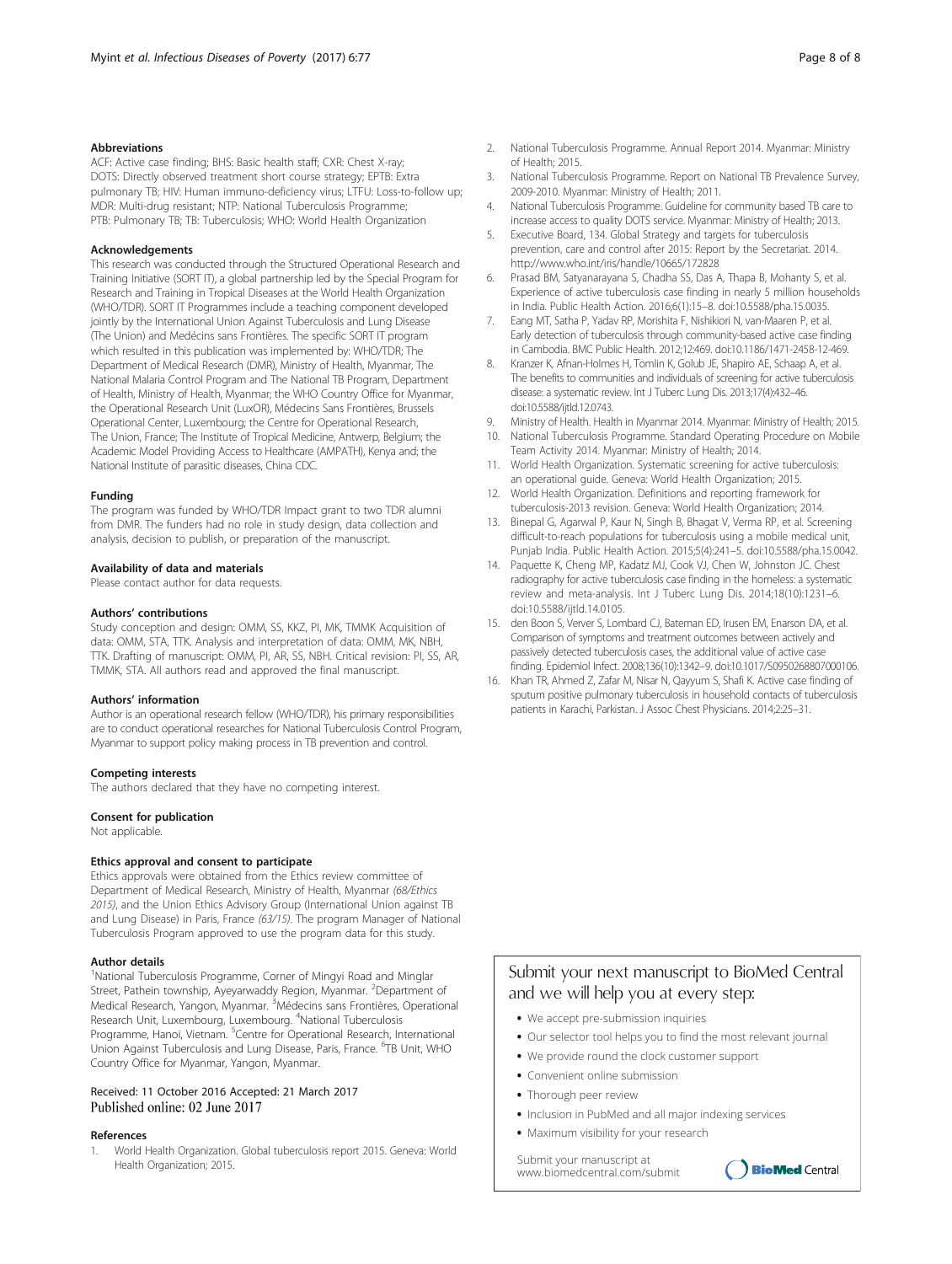### Abbreviations

ACF: Active case finding; BHS: Basic health staff; CXR: Chest X-ray; DOTS: Directly observed treatment short course strategy; EPTB: Extra pulmonary TB; HIV: Human immuno-deficiency virus; LTFU: Loss-to-follow up; MDR: Multi-drug resistant; NTP: National Tuberculosis Programme; PTB: Pulmonary TB; TB: Tuberculosis; WHO: World Health Organization

### Acknowledgements

This research was conducted through the Structured Operational Research and Training Initiative (SORT IT), a global partnership led by the Special Program for Research and Training in Tropical Diseases at the World Health Organization (WHO/TDR). SORT IT Programmes include a teaching component developed jointly by the International Union Against Tuberculosis and Lung Disease (The Union) and Medécins sans Frontières. The specific SORT IT program which resulted in this publication was implemented by: WHO/TDR; The Department of Medical Research (DMR), Ministry of Health, Myanmar, The National Malaria Control Program and The National TB Program, Department of Health, Ministry of Health, Myanmar; the WHO Country Office for Myanmar, the Operational Research Unit (LuxOR), Médecins Sans Frontières, Brussels Operational Center, Luxembourg; the Centre for Operational Research, The Union, France; The Institute of Tropical Medicine, Antwerp, Belgium; the Academic Model Providing Access to Healthcare (AMPATH), Kenya and; the National Institute of parasitic diseases, China CDC.

### Funding

The program was funded by WHO/TDR Impact grant to two TDR alumni from DMR. The funders had no role in study design, data collection and analysis, decision to publish, or preparation of the manuscript.

### Availability of data and materials

Please contact author for data requests.

### Authors' contributions

Study conception and design: OMM, SS, KKZ, PI, MK, TMMK Acquisition of data: OMM, STA, TTK. Analysis and interpretation of data: OMM, MK, NBH, TTK. Drafting of manuscript: OMM, PI, AR, SS, NBH. Critical revision: PI, SS, AR, TMMK, STA. All authors read and approved the final manuscript.

### Authors' information

Author is an operational research fellow (WHO/TDR), his primary responsibilities are to conduct operational researches for National Tuberculosis Control Program, Myanmar to support policy making process in TB prevention and control.

### Competing interests

The authors declared that they have no competing interest.

### Consent for publication

Not applicable.

### Ethics approval and consent to participate

Ethics approvals were obtained from the Ethics review committee of Department of Medical Research, Ministry of Health, Myanmar *(68/Ethics 2015)*, and the Union Ethics Advisory Group (International Union against TB and Lung Disease) in Paris, France *(63/15)*. The program Manager of National Tuberculosis Program approved to use the program data for this study.

### Author details

[1]National Tuberculosis Programme, Corner of Mingyi Road and Minglar Street, Pathein township, Ayeyarwaddy Region, Myanmar. [2]Department of Medical Research, Yangon, Myanmar. [3]Médecins sans Frontières, Operational Research Unit, Luxembourg, Luxembourg. [4]National Tuberculosis Programme, Hanoi, Vietnam. [5]Centre for Operational Research, International Union Against Tuberculosis and Lung Disease, Paris, France. [6]TB Unit, WHO Country Office for Myanmar, Yangon, Myanmar.

Received: 11 October 2016 Accepted: 21 March 2017
Published online: 02 June 2017

### References

1. World Health Organization. Global tuberculosis report 2015. Geneva: World Health Organization; 2015.
2. National Tuberculosis Programme. Annual Report 2014. Myanmar: Ministry of Health; 2015.
3. National Tuberculosis Programme. Report on National TB Prevalence Survey, 2009-2010. Myanmar: Ministry of Health; 2011.
4. National Tuberculosis Programme. Guideline for community based TB care to increase access to quality DOTS service. Myanmar: Ministry of Health; 2013.
5. Executive Board, 134. Global Strategy and targets for tuberculosis prevention, care and control after 2015: Report by the Secretariat. 2014. http://www.who.int/iris/handle/10665/172828
6. Prasad BM, Satyanarayana S, Chadha SS, Das A, Thapa B, Mohanty S, et al. Experience of active tuberculosis case finding in nearly 5 million households in India. Public Health Action. 2016;6(1):15–8. doi:10.5588/pha.15.0035.
7. Eang MT, Satha P, Yadav RP, Morishita F, Nishikiori N, van-Maaren P, et al. Early detection of tuberculosis through community-based active case finding in Cambodia. BMC Public Health. 2012;12:469. doi:10.1186/1471-2458-12-469.
8. Kranzer K, Afnan-Holmes H, Tomlin K, Golub JE, Shapiro AE, Schaap A, et al. The benefits to communities and individuals of screening for active tuberculosis disease: a systematic review. Int J Tuberc Lung Dis. 2013;17(4):432–46. doi:10.5588/ijtld.12.0743.
9. Ministry of Health. Health in Myanmar 2014. Myanmar: Ministry of Health; 2015.
10. National Tuberculosis Programme. Standard Operating Procedure on Mobile Team Activity 2014. Myanmar: Ministry of Health; 2014.
11. World Health Organization. Systematic screening for active tuberculosis: an operational guide. Geneva: World Health Organization; 2015.
12. World Health Organization. Definitions and reporting framework for tuberculosis-2013 revision. Geneva: World Health Organization; 2014.
13. Binepal G, Agarwal P, Kaur N, Singh B, Bhagat V, Verma RP, et al. Screening difficult-to-reach populations for tuberculosis using a mobile medical unit, Punjab India. Public Health Action. 2015;5(4):241–5. doi:10.5588/pha.15.0042.
14. Paquette K, Cheng MP, Kadatz MJ, Cook VJ, Chen W, Johnston JC. Chest radiography for active tuberculosis case finding in the homeless: a systematic review and meta-analysis. Int J Tuberc Lung Dis. 2014;18(10):1231–6. doi:10.5588/ijtld.14.0105.
15. den Boon S, Verver S, Lombard CJ, Bateman ED, Irusen EM, Enarson DA, et al. Comparison of symptoms and treatment outcomes between actively and passively detected tuberculosis cases, the additional value of active case finding. Epidemiol Infect. 2008;136(10):1342–9. doi:10.1017/S0950268807000106.
16. Khan TR, Ahmed Z, Zafar M, Nisar N, Qayyum S, Shafi K. Active case finding of sputum positive pulmonary tuberculosis in household contacts of tuberculosis patients in Karachi, Parkistan. J Assoc Chest Physicians. 2014;2:25–31.

Submit your next manuscript to BioMed Central and we will help you at every step:

- We accept pre-submission inquiries
- Our selector tool helps you to find the most relevant journal
- We provide round the clock customer support
- Convenient online submission
- Thorough peer review
- Inclusion in PubMed and all major indexing services
- Maximum visibility for your research

Submit your manuscript at
www.biomedcentral.com/submit

BioMed Central